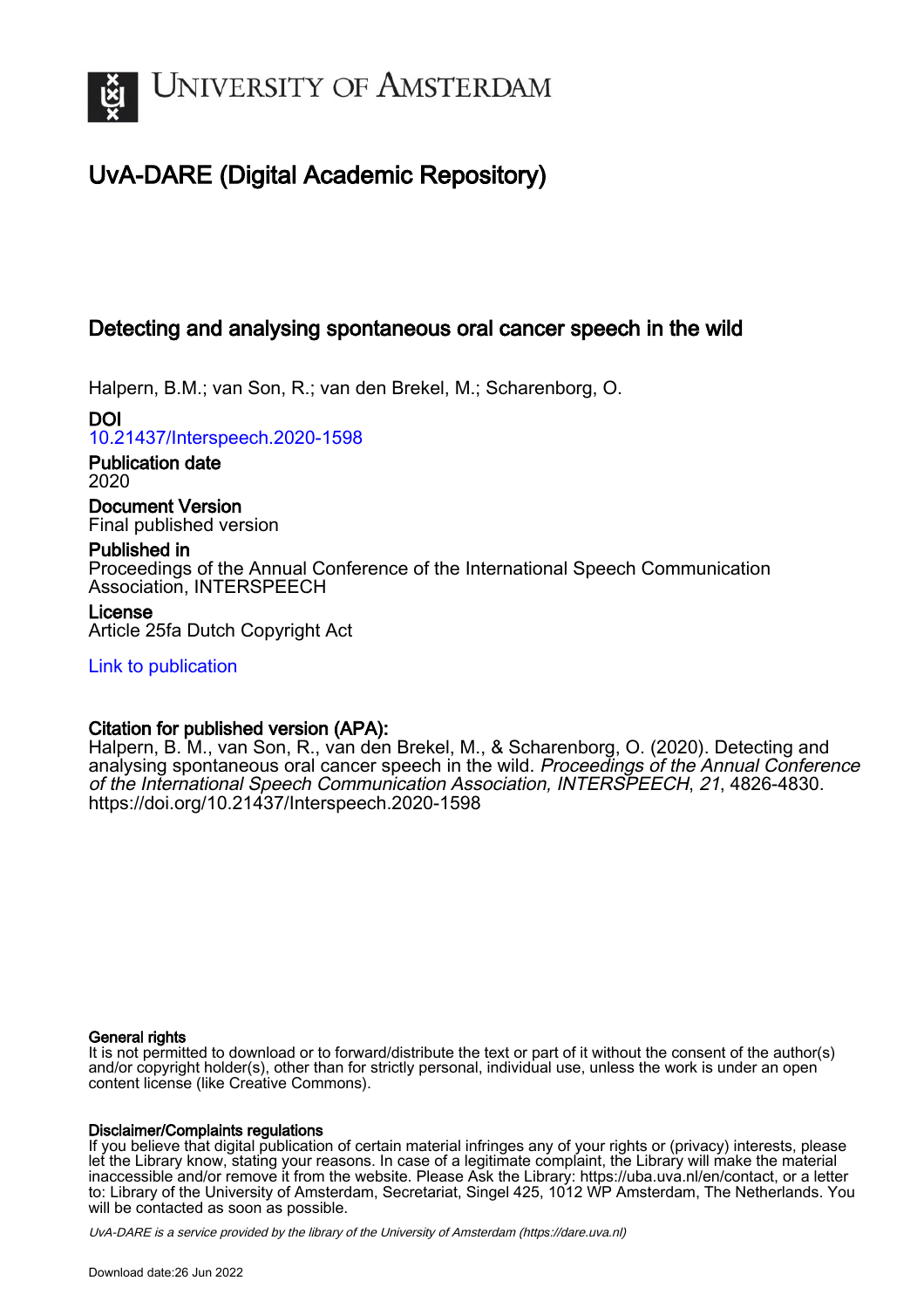# UvA-DARE (Digital Academic Repository)

## Detecting and analysing spontaneous oral cancer speech in the wild

Halpern, B.M.; van Son, R.; van den Brekel, M.; Scharenborg, O.

**DOI**
10.21437/Interspeech.2020-1598

**Publication date**
2020

**Document Version**
Final published version

**Published in**
Proceedings of the Annual Conference of the International Speech Communication Association, INTERSPEECH

**License**
Article 25fa Dutch Copyright Act

Link to publication

**Citation for published version (APA):**
Halpern, B. M., van Son, R., van den Brekel, M., & Scharenborg, O. (2020). Detecting and analysing spontaneous oral cancer speech in the wild. *Proceedings of the Annual Conference of the International Speech Communication Association, INTERSPEECH*, *21*, 4826-4830. https://doi.org/10.21437/Interspeech.2020-1598

**General rights**
It is not permitted to download or to forward/distribute the text or part of it without the consent of the author(s) and/or copyright holder(s), other than for strictly personal, individual use, unless the work is under an open content license (like Creative Commons).

**Disclaimer/Complaints regulations**
If you believe that digital publication of certain material infringes any of your rights or (privacy) interests, please let the Library know, stating your reasons. In case of a legitimate complaint, the Library will make the material inaccessible and/or remove it from the website. Please Ask the Library: https://uba.uva.nl/en/contact, or a letter to: Library of the University of Amsterdam, Secretariat, Singel 425, 1012 WP Amsterdam, The Netherlands. You will be contacted as soon as possible.

*UvA-DARE is a service provided by the library of the University of Amsterdam (https://dare.uva.nl)*

Download date:26 Jun 2022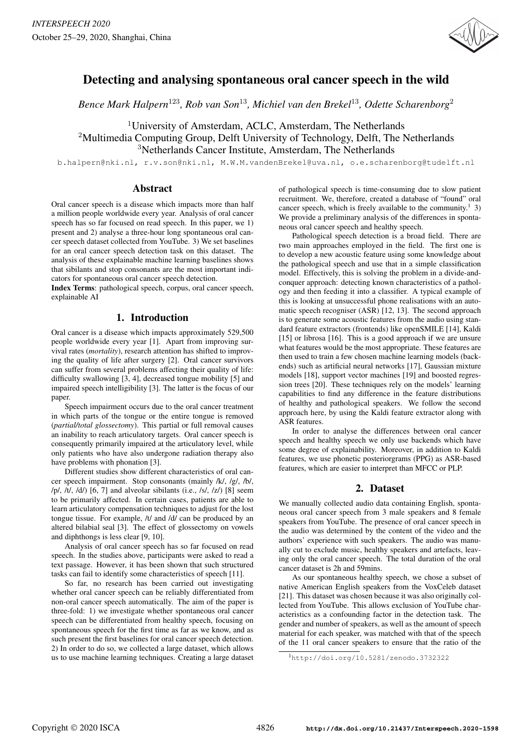# Detecting and analysing spontaneous oral cancer speech in the wild

*Bence Mark Halpern*[123], *Rob van Son*[13], *Michiel van den Brekel*[13], *Odette Scharenborg*[2]

[1]University of Amsterdam, ACLC, Amsterdam, The Netherlands
[2]Multimedia Computing Group, Delft University of Technology, Delft, The Netherlands
[3]Netherlands Cancer Institute, Amsterdam, The Netherlands

b.halpern@nki.nl, r.v.son@nki.nl, M.W.M.vandenBrekel@uva.nl, o.e.scharenborg@tudelft.nl

## Abstract

Oral cancer speech is a disease which impacts more than half a million people worldwide every year. Analysis of oral cancer speech has so far focused on read speech. In this paper, we 1) present and 2) analyse a three-hour long spontaneous oral cancer speech dataset collected from YouTube. 3) We set baselines for an oral cancer speech detection task on this dataset. The analysis of these explainable machine learning baselines shows that sibilants and stop consonants are the most important indicators for spontaneous oral cancer speech detection.

**Index Terms**: pathological speech, corpus, oral cancer speech, explainable AI

## 1. Introduction

Oral cancer is a disease which impacts approximately 529,500 people worldwide every year [1]. Apart from improving survival rates (*mortality*), research attention has shifted to improving the quality of life after surgery [2]. Oral cancer survivors can suffer from several problems affecting their quality of life: difficulty swallowing [3, 4], decreased tongue mobility [5] and impaired speech intelligibility [3]. The latter is the focus of our paper.

Speech impairment occurs due to the oral cancer treatment in which parts of the tongue or the entire tongue is removed (*partial/total glossectomy*). This partial or full removal causes an inability to reach articulatory targets. Oral cancer speech is consequently primarily impaired at the articulatory level, while only patients who have also undergone radiation therapy also have problems with phonation [3].

Different studies show different characteristics of oral cancer speech impairment. Stop consonants (mainly /k/, /g/, /b/, /p/, /t/, /d/) [6, 7] and alveolar sibilants (i.e., /s/, /z/) [8] seem to be primarily affected. In certain cases, patients are able to learn articulatory compensation techniques to adjust for the lost tongue tissue. For example, /t/ and /d/ can be produced by an altered bilabial seal [3]. The effect of glossectomy on vowels and diphthongs is less clear [9, 10].

Analysis of oral cancer speech has so far focused on read speech. In the studies above, participants were asked to read a text passage. However, it has been shown that such structured tasks can fail to identify some characteristics of speech [11].

So far, no research has been carried out investigating whether oral cancer speech can be reliably differentiated from non-oral cancer speech automatically. The aim of the paper is three-fold: 1) we investigate whether spontaneous oral cancer speech can be differentiated from healthy speech, focusing on spontaneous speech for the first time as far as we know, and as such present the first baselines for oral cancer speech detection. 2) In order to do so, we collected a large dataset, which allows us to use machine learning techniques. Creating a large dataset of pathological speech is time-consuming due to slow patient recruitment. We, therefore, created a database of "found" oral cancer speech, which is freely available to the community.[1] 3) We provide a preliminary analysis of the differences in spontaneous oral cancer speech and healthy speech.

Pathological speech detection is a broad field. There are two main approaches employed in the field. The first one is to develop a new acoustic feature using some knowledge about the pathological speech and use that in a simple classification model. Effectively, this is solving the problem in a divide-and-conquer approach: detecting known characteristics of a pathology and then feeding it into a classifier. A typical example of this is looking at unsuccessful phone realisations with an automatic speech recogniser (ASR) [12, 13]. The second approach is to generate some acoustic features from the audio using standard feature extractors (frontends) like openSMILE [14], Kaldi [15] or librosa [16]. This is a good approach if we are unsure what features would be the most appropriate. These features are then used to train a few chosen machine learning models (backends) such as artificial neural networks [17], Gaussian mixture models [18], support vector machines [19] and boosted regression trees [20]. These techniques rely on the models' learning capabilities to find any difference in the feature distributions of healthy and pathological speakers. We follow the second approach here, by using the Kaldi feature extractor along with ASR features.

In order to analyse the differences between oral cancer speech and healthy speech we only use backends which have some degree of explainability. Moreover, in addition to Kaldi features, we use phonetic posteriorgrams (PPG) as ASR-based features, which are easier to interpret than MFCC or PLP.

## 2. Dataset

We manually collected audio data containing English, spontaneous oral cancer speech from 3 male speakers and 8 female speakers from YouTube. The presence of oral cancer speech in the audio was determined by the content of the video and the authors' experience with such speakers. The audio was manually cut to exclude music, healthy speakers and artefacts, leaving only the oral cancer speech. The total duration of the oral cancer dataset is 2h and 59mins.

As our spontaneous healthy speech, we chose a subset of native American English speakers from the VoxCeleb dataset [21]. This dataset was chosen because it was also originally collected from YouTube. This allows exclusion of YouTube characteristics as a confounding factor in the detection task. The gender and number of speakers, as well as the amount of speech material for each speaker, was matched with that of the speech of the 11 oral cancer speakers to ensure that the ratio of the

[1] http://doi.org/10.5281/zenodo.3732322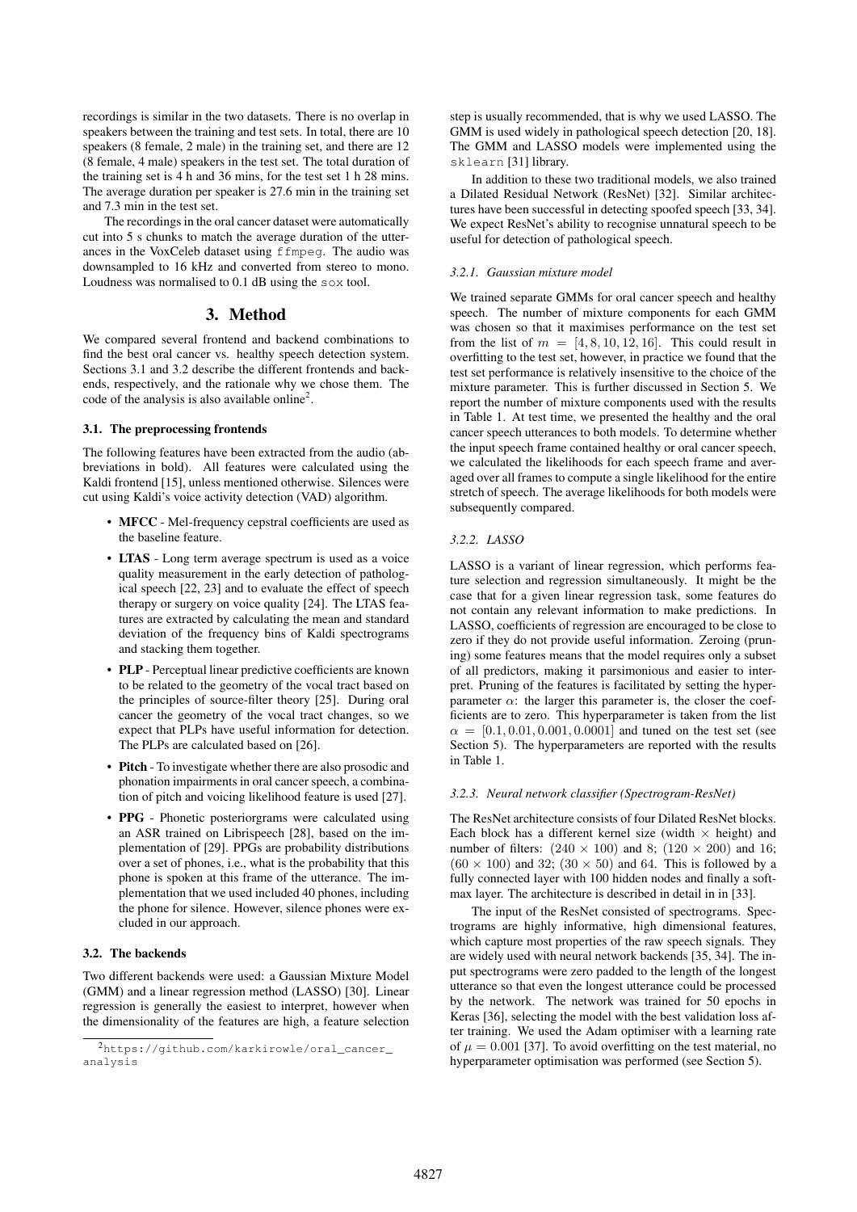recordings is similar in the two datasets. There is no overlap in speakers between the training and test sets. In total, there are 10 speakers (8 female, 2 male) in the training set, and there are 12 (8 female, 4 male) speakers in the test set. The total duration of the training set is 4 h and 36 mins, for the test set 1 h 28 mins. The average duration per speaker is 27.6 min in the training set and 7.3 min in the test set.

The recordings in the oral cancer dataset were automatically cut into 5 s chunks to match the average duration of the utterances in the VoxCeleb dataset using `ffmpeg`. The audio was downsampled to 16 kHz and converted from stereo to mono. Loudness was normalised to 0.1 dB using the `sox` tool.

## 3. Method

We compared several frontend and backend combinations to find the best oral cancer vs. healthy speech detection system. Sections 3.1 and 3.2 describe the different frontends and backends, respectively, and the rationale why we chose them. The code of the analysis is also available online[2].

### 3.1. The preprocessing frontends

The following features have been extracted from the audio (abbreviations in bold). All features were calculated using the Kaldi frontend [15], unless mentioned otherwise. Silences were cut using Kaldi's voice activity detection (VAD) algorithm.

- **MFCC** - Mel-frequency cepstral coefficients are used as the baseline feature.
- **LTAS** - Long term average spectrum is used as a voice quality measurement in the early detection of pathological speech [22, 23] and to evaluate the effect of speech therapy or surgery on voice quality [24]. The LTAS features are extracted by calculating the mean and standard deviation of the frequency bins of Kaldi spectrograms and stacking them together.
- **PLP** - Perceptual linear predictive coefficients are known to be related to the geometry of the vocal tract based on the principles of source-filter theory [25]. During oral cancer the geometry of the vocal tract changes, so we expect that PLPs have useful information for detection. The PLPs are calculated based on [26].
- **Pitch** - To investigate whether there are also prosodic and phonation impairments in oral cancer speech, a combination of pitch and voicing likelihood feature is used [27].
- **PPG** - Phonetic posteriorgrams were calculated using an ASR trained on Librispeech [28], based on the implementation of [29]. PPGs are probability distributions over a set of phones, i.e., what is the probability that this phone is spoken at this frame of the utterance. The implementation that we used included 40 phones, including the phone for silence. However, silence phones were excluded in our approach.

### 3.2. The backends

Two different backends were used: a Gaussian Mixture Model (GMM) and a linear regression method (LASSO) [30]. Linear regression is generally the easiest to interpret, however when the dimensionality of the features are high, a feature selection step is usually recommended, that is why we used LASSO. The GMM is used widely in pathological speech detection [20, 18]. The GMM and LASSO models were implemented using the `sklearn` [31] library.

In addition to these two traditional models, we also trained a Dilated Residual Network (ResNet) [32]. Similar architectures have been successful in detecting spoofed speech [33, 34]. We expect ResNet's ability to recognise unnatural speech to be useful for detection of pathological speech.

#### *3.2.1. Gaussian mixture model*

We trained separate GMMs for oral cancer speech and healthy speech. The number of mixture components for each GMM was chosen so that it maximises performance on the test set from the list of $m = [4, 8, 10, 12, 16]$. This could result in overfitting to the test set, however, in practice we found that the test set performance is relatively insensitive to the choice of the mixture parameter. This is further discussed in Section 5. We report the number of mixture components used with the results in Table 1. At test time, we presented the healthy and the oral cancer speech utterances to both models. To determine whether the input speech frame contained healthy or oral cancer speech, we calculated the likelihoods for each speech frame and averaged over all frames to compute a single likelihood for the entire stretch of speech. The average likelihoods for both models were subsequently compared.

#### *3.2.2. LASSO*

LASSO is a variant of linear regression, which performs feature selection and regression simultaneously. It might be the case that for a given linear regression task, some features do not contain any relevant information to make predictions. In LASSO, coefficients of regression are encouraged to be close to zero if they do not provide useful information. Zeroing (pruning) some features means that the model requires only a subset of all predictors, making it parsimonious and easier to interpret. Pruning of the features is facilitated by setting the hyperparameter $\alpha$: the larger this parameter is, the closer the coefficients are to zero. This hyperparameter is taken from the list $\alpha = [0.1, 0.01, 0.001, 0.0001]$ and tuned on the test set (see Section 5). The hyperparameters are reported with the results in Table 1.

#### *3.2.3. Neural network classifier (Spectrogram-ResNet)*

The ResNet architecture consists of four Dilated ResNet blocks. Each block has a different kernel size (width $\times$ height) and number of filters: $(240 \times 100)$ and 8; $(120 \times 200)$ and 16; $(60 \times 100)$ and 32; $(30 \times 50)$ and 64. This is followed by a fully connected layer with 100 hidden nodes and finally a softmax layer. The architecture is described in detail in in [33].

The input of the ResNet consisted of spectrograms. Spectrograms are highly informative, high dimensional features, which capture most properties of the raw speech signals. They are widely used with neural network backends [35, 34]. The input spectrograms were zero padded to the length of the longest utterance so that even the longest utterance could be processed by the network. The network was trained for 50 epochs in Keras [36], selecting the model with the best validation loss after training. We used the Adam optimiser with a learning rate of $\mu = 0.001$ [37]. To avoid overfitting on the test material, no hyperparameter optimisation was performed (see Section 5).

[2] https://github.com/karkirowle/oral_cancer_analysis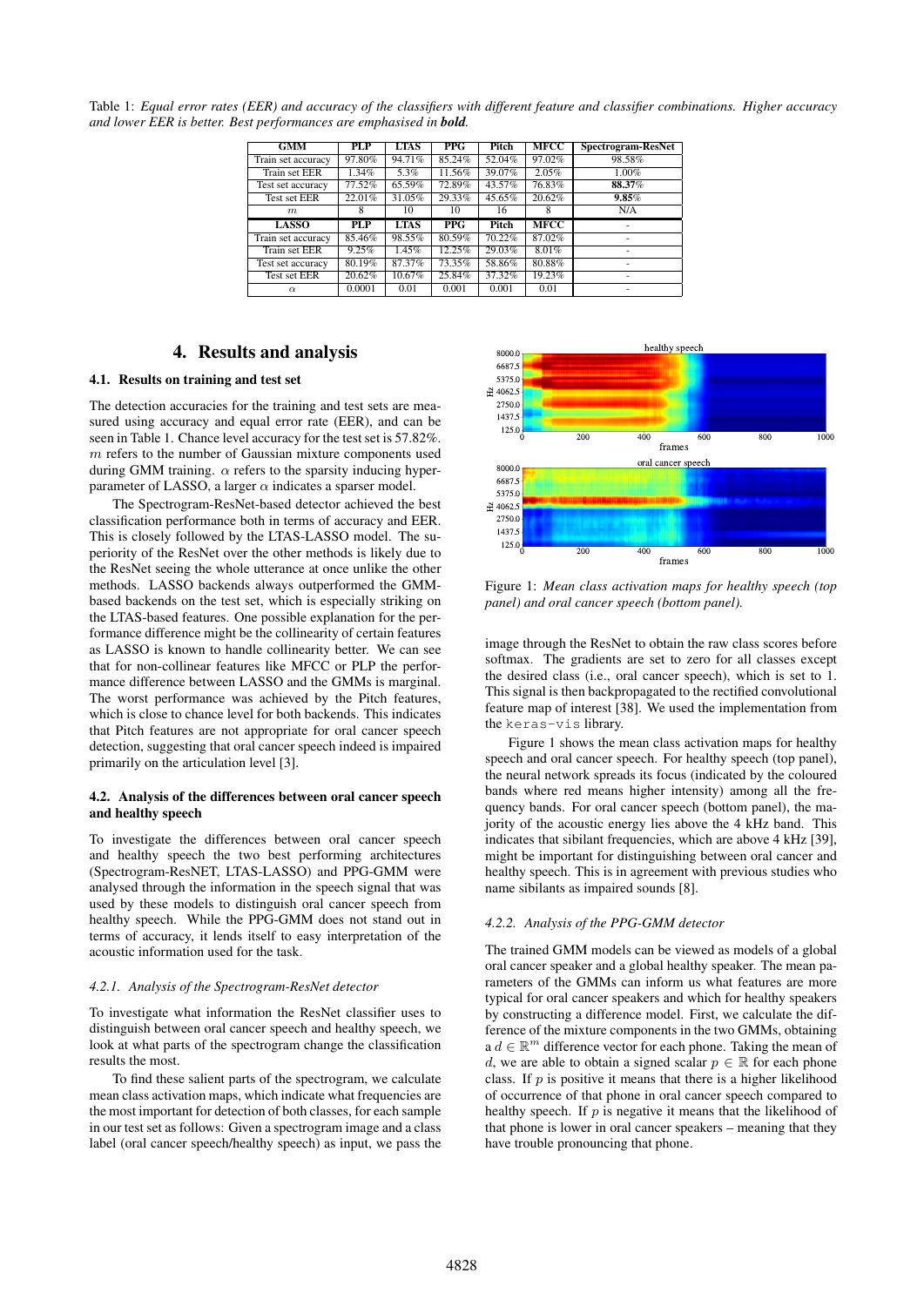Table 1: *Equal error rates (EER) and accuracy of the classifiers with different feature and classifier combinations. Higher accuracy and lower EER is better. Best performances are emphasised in **bold**.*

| GMM | PLP | LTAS | PPG | Pitch | MFCC | Spectrogram-ResNet |
|---|---|---|---|---|---|---|
| Train set accuracy | 97.80% | 94.71% | 85.24% | 52.04% | 97.02% | 98.58% |
| Train set EER | 1.34% | 5.3% | 11.56% | 39.07% | 2.05% | 1.00% |
| Test set accuracy | 77.52% | 65.59% | 72.89% | 43.57% | 76.83% | **88.37**% |
| Test set EER | 22.01% | 31.05% | 29.33% | 45.65% | 20.62% | **9.85**% |
| $m$ | 8 | 10 | 10 | 16 | 8 | N/A |
| **LASSO** | **PLP** | **LTAS** | **PPG** | **Pitch** | **MFCC** | - |
| Train set accuracy | 85.46% | 98.55% | 80.59% | 70.22% | 87.02% | - |
| Train set EER | 9.25% | 1.45% | 12.25% | 29.03% | 8.01% | - |
| Test set accuracy | 80.19% | 87.37% | 73.35% | 58.86% | 80.88% | - |
| Test set EER | 20.62% | 10.67% | 25.84% | 37.32% | 19.23% | - |
| $\alpha$ | 0.0001 | 0.01 | 0.001 | 0.001 | 0.01 | - |

## 4. Results and analysis

### 4.1. Results on training and test set

The detection accuracies for the training and test sets are measured using accuracy and equal error rate (EER), and can be seen in Table 1. Chance level accuracy for the test set is 57.82%. $m$ refers to the number of Gaussian mixture components used during GMM training. $\alpha$ refers to the sparsity inducing hyperparameter of LASSO, a larger $\alpha$ indicates a sparser model.

The Spectrogram-ResNet-based detector achieved the best classification performance both in terms of accuracy and EER. This is closely followed by the LTAS-LASSO model. The superiority of the ResNet over the other methods is likely due to the ResNet seeing the whole utterance at once unlike the other methods. LASSO backends always outperformed the GMM-based backends on the test set, which is especially striking on the LTAS-based features. One possible explanation for the performance difference might be the collinearity of certain features as LASSO is known to handle collinearity better. We can see that for non-collinear features like MFCC or PLP the performance difference between LASSO and the GMMs is marginal. The worst performance was achieved by the Pitch features, which is close to chance level for both backends. This indicates that Pitch features are not appropriate for oral cancer speech detection, suggesting that oral cancer speech indeed is impaired primarily on the articulation level [3].

### 4.2. Analysis of the differences between oral cancer speech and healthy speech

To investigate the differences between oral cancer speech and healthy speech the two best performing architectures (Spectrogram-ResNET, LTAS-LASSO) and PPG-GMM were analysed through the information in the speech signal that was used by these models to distinguish oral cancer speech from healthy speech. While the PPG-GMM does not stand out in terms of accuracy, it lends itself to easy interpretation of the acoustic information used for the task.

#### *4.2.1. Analysis of the Spectrogram-ResNet detector*

To investigate what information the ResNet classifier uses to distinguish between oral cancer speech and healthy speech, we look at what parts of the spectrogram change the classification results the most.

To find these salient parts of the spectrogram, we calculate mean class activation maps, which indicate what frequencies are the most important for detection of both classes, for each sample in our test set as follows: Given a spectrogram image and a class label (oral cancer speech/healthy speech) as input, we pass the image through the ResNet to obtain the raw class scores before softmax. The gradients are set to zero for all classes except the desired class (i.e., oral cancer speech), which is set to 1. This signal is then backpropagated to the rectified convolutional feature map of interest [38]. We used the implementation from the `keras-vis` library.

Figure 1: *Mean class activation maps for healthy speech (top panel) and oral cancer speech (bottom panel).*

Figure 1 shows the mean class activation maps for healthy speech and oral cancer speech. For healthy speech (top panel), the neural network spreads its focus (indicated by the coloured bands where red means higher intensity) among all the frequency bands. For oral cancer speech (bottom panel), the majority of the acoustic energy lies above the 4 kHz band. This indicates that sibilant frequencies, which are above 4 kHz [39], might be important for distinguishing between oral cancer and healthy speech. This is in agreement with previous studies who name sibilants as impaired sounds [8].

#### *4.2.2. Analysis of the PPG-GMM detector*

The trained GMM models can be viewed as models of a global oral cancer speaker and a global healthy speaker. The mean parameters of the GMMs can inform us what features are more typical for oral cancer speakers and which for healthy speakers by constructing a difference model. First, we calculate the difference of the mixture components in the two GMMs, obtaining a $d \in \mathbb{R}^m$ difference vector for each phone. Taking the mean of $d$, we are able to obtain a signed scalar $p \in \mathbb{R}$ for each phone class. If $p$ is positive it means that there is a higher likelihood of occurrence of that phone in oral cancer speech compared to healthy speech. If $p$ is negative it means that the likelihood of that phone is lower in oral cancer speakers – meaning that they have trouble pronouncing that phone.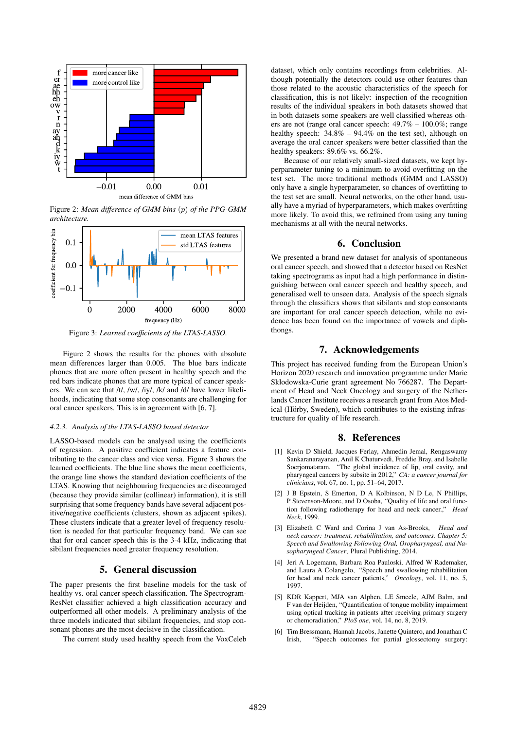Figure 2: *Mean difference of GMM bins ($p$) of the PPG-GMM architecture.*

Figure 3: *Learned coefficients of the LTAS-LASSO.*

Figure 2 shows the results for the phones with absolute mean differences larger than 0.005. The blue bars indicate phones that are more often present in healthy speech and the red bars indicate phones that are more typical of cancer speakers. We can see that /t/, /w/, /iy/, /k/ and /d/ have lower likelihoods, indicating that some stop consonants are challenging for oral cancer speakers. This is in agreement with [6, 7].

#### 4.2.3. Analysis of the LTAS-LASSO based detector

LASSO-based models can be analysed using the coefficients of regression. A positive coefficient indicates a feature contributing to the cancer class and vice versa. Figure 3 shows the learned coefficients. The blue line shows the mean coefficients, the orange line shows the standard deviation coefficients of the LTAS. Knowing that neighbouring frequencies are discouraged (because they provide similar (collinear) information), it is still surprising that some frequency bands have several adjacent positive/negative coefficients (clusters, shown as adjacent spikes). These clusters indicate that a greater level of frequency resolution is needed for that particular frequency band. We can see that for oral cancer speech this is the 3-4 kHz, indicating that sibilant frequencies need greater frequency resolution.

## 5. General discussion

The paper presents the first baseline models for the task of healthy vs. oral cancer speech classification. The Spectrogram-ResNet classifier achieved a high classification accuracy and outperformed all other models. A preliminary analysis of the three models indicated that sibilant frequencies, and stop consonant phones are the most decisive in the classification.

The current study used healthy speech from the VoxCeleb dataset, which only contains recordings from celebrities. Although potentially the detectors could use other features than those related to the acoustic characteristics of the speech for classification, this is not likely: inspection of the recognition results of the individual speakers in both datasets showed that in both datasets some speakers are well classified whereas others are not (range oral cancer speech: 49.7% – 100.0%; range healthy speech: 34.8% – 94.4% on the test set), although on average the oral cancer speakers were better classified than the healthy speakers: 89.6% vs. 66.2%.

Because of our relatively small-sized datasets, we kept hyperparameter tuning to a minimum to avoid overfitting on the test set. The more traditional methods (GMM and LASSO) only have a single hyperparameter, so chances of overfitting to the test set are small. Neural networks, on the other hand, usually have a myriad of hyperparameters, which makes overfitting more likely. To avoid this, we refrained from using any tuning mechanisms at all with the neural networks.

## 6. Conclusion

We presented a brand new dataset for analysis of spontaneous oral cancer speech, and showed that a detector based on ResNet taking spectrograms as input had a high performance in distinguishing between oral cancer speech and healthy speech, and generalised well to unseen data. Analysis of the speech signals through the classifiers shows that sibilants and stop consonants are important for oral cancer speech detection, while no evidence has been found on the importance of vowels and diphthongs.

## 7. Acknowledgements

This project has received funding from the European Union's Horizon 2020 research and innovation programme under Marie Sklodowska-Curie grant agreement No 766287. The Department of Head and Neck Oncology and surgery of the Netherlands Cancer Institute receives a research grant from Atos Medical (Hörby, Sweden), which contributes to the existing infrastructure for quality of life research.

## 8. References

[1] Kevin D Shield, Jacques Ferlay, Ahmedin Jemal, Rengaswamy Sankaranarayanan, Anil K Chaturvedi, Freddie Bray, and Isabelle Soerjomataram, "The global incidence of lip, oral cavity, and pharyngeal cancers by subsite in 2012," *CA: a cancer journal for clinicians*, vol. 67, no. 1, pp. 51–64, 2017.

[2] J B Epstein, S Emerton, D A Kolbinson, N D Le, N Phillips, P Stevenson-Moore, and D Osoba, "Quality of life and oral function following radiotherapy for head and neck cancer.," *Head Neck*, 1999.

[3] Elizabeth C Ward and Corina J van As-Brooks, *Head and neck cancer: treatment, rehabilitation, and outcomes. Chapter 5: Speech and Swallowing Following Oral, Oropharyngeal, and Nasopharyngeal Cancer*, Plural Publishing, 2014.

[4] Jeri A Logemann, Barbara Roa Pauloski, Alfred W Rademaker, and Laura A Colangelo, "Speech and swallowing rehabilitation for head and neck cancer patients," *Oncology*, vol. 11, no. 5, 1997.

[5] KDR Kappert, MJA van Alphen, LE Smeele, AJM Balm, and F van der Heijden, "Quantification of tongue mobility impairment using optical tracking in patients after receiving primary surgery or chemoradiation," *PloS one*, vol. 14, no. 8, 2019.

[6] Tim Bressmann, Hannah Jacobs, Janette Quintero, and Jonathan C Irish, "Speech outcomes for partial glossectomy surgery: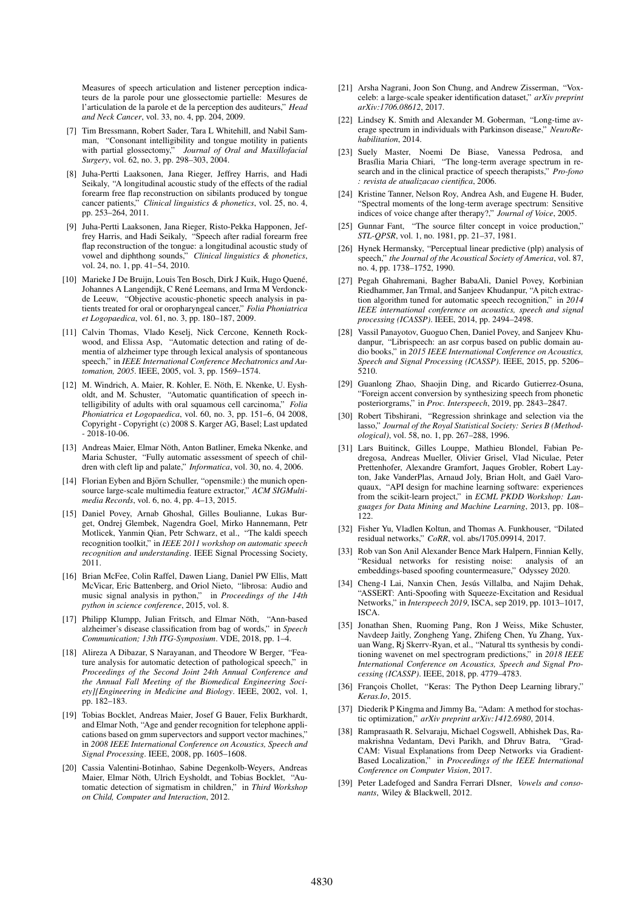Measures of speech articulation and listener perception indicateurs de la parole pour une glossectomie partielle: Mesures de l'articulation de la parole et de la perception des auditeurs," *Head and Neck Cancer*, vol. 33, no. 4, pp. 204, 2009.

[7] Tim Bressmann, Robert Sader, Tara L Whitehill, and Nabil Samman, "Consonant intelligibility and tongue motility in patients with partial glossectomy," *Journal of Oral and Maxillofacial Surgery*, vol. 62, no. 3, pp. 298–303, 2004.

[8] Juha-Pertti Laaksonen, Jana Rieger, Jeffrey Harris, and Hadi Seikaly, "A longitudinal acoustic study of the effects of the radial forearm free flap reconstruction on sibilants produced by tongue cancer patients," *Clinical linguistics & phonetics*, vol. 25, no. 4, pp. 253–264, 2011.

[9] Juha-Pertti Laaksonen, Jana Rieger, Risto-Pekka Happonen, Jeffrey Harris, and Hadi Seikaly, "Speech after radial forearm free flap reconstruction of the tongue: a longitudinal acoustic study of vowel and diphthong sounds," *Clinical linguistics & phonetics*, vol. 24, no. 1, pp. 41–54, 2010.

[10] Marieke J De Bruijn, Louis Ten Bosch, Dirk J Kuik, Hugo Quené, Johannes A Langendijk, C René Leemans, and Irma M Verdonck-de Leeuw, "Objective acoustic-phonetic speech analysis in patients treated for oral or oropharyngeal cancer," *Folia Phoniatrica et Logopaedica*, vol. 61, no. 3, pp. 180–187, 2009.

[11] Calvin Thomas, Vlado Keselj, Nick Cercone, Kenneth Rockwood, and Elissa Asp, "Automatic detection and rating of dementia of alzheimer type through lexical analysis of spontaneous speech," in *IEEE International Conference Mechatronics and Automation, 2005*. IEEE, 2005, vol. 3, pp. 1569–1574.

[12] M. Windrich, A. Maier, R. Kohler, E. Nöth, E. Nkenke, U. Eysholdt, and M. Schuster, "Automatic quantification of speech intelligibility of adults with oral squamous cell carcinoma," *Folia Phoniatrica et Logopaedica*, vol. 60, no. 3, pp. 151–6, 04 2008, Copyright - Copyright (c) 2008 S. Karger AG, Basel; Last updated - 2018-10-06.

[13] Andreas Maier, Elmar Nöth, Anton Batliner, Emeka Nkenke, and Maria Schuster, "Fully automatic assessment of speech of children with cleft lip and palate," *Informatica*, vol. 30, no. 4, 2006.

[14] Florian Eyben and Björn Schuller, "opensmile:) the munich open-source large-scale multimedia feature extractor," *ACM SIGMultimedia Records*, vol. 6, no. 4, pp. 4–13, 2015.

[15] Daniel Povey, Arnab Ghoshal, Gilles Boulianne, Lukas Burget, Ondrej Glembek, Nagendra Goel, Mirko Hannemann, Petr Motlicek, Yanmin Qian, Petr Schwarz, et al., "The kaldi speech recognition toolkit," in *IEEE 2011 workshop on automatic speech recognition and understanding*. IEEE Signal Processing Society, 2011.

[16] Brian McFee, Colin Raffel, Dawen Liang, Daniel PW Ellis, Matt McVicar, Eric Battenberg, and Oriol Nieto, "librosa: Audio and music signal analysis in python," in *Proceedings of the 14th python in science conference*, 2015, vol. 8.

[17] Philipp Klumpp, Julian Fritsch, and Elmar Nöth, "Ann-based alzheimer's disease classification from bag of words," in *Speech Communication; 13th ITG-Symposium*. VDE, 2018, pp. 1–4.

[18] Alireza A Dibazar, S Narayanan, and Theodore W Berger, "Feature analysis for automatic detection of pathological speech," in *Proceedings of the Second Joint 24th Annual Conference and the Annual Fall Meeting of the Biomedical Engineering Society][Engineering in Medicine and Biology*. IEEE, 2002, vol. 1, pp. 182–183.

[19] Tobias Bocklet, Andreas Maier, Josef G Bauer, Felix Burkhardt, and Elmar Noth, "Age and gender recognition for telephone applications based on gmm supervectors and support vector machines," in *2008 IEEE International Conference on Acoustics, Speech and Signal Processing*. IEEE, 2008, pp. 1605–1608.

[20] Cassia Valentini-Botinhao, Sabine Degenkolb-Weyers, Andreas Maier, Elmar Nöth, Ulrich Eysholdt, and Tobias Bocklet, "Automatic detection of sigmatism in children," in *Third Workshop on Child, Computer and Interaction*, 2012.

[21] Arsha Nagrani, Joon Son Chung, and Andrew Zisserman, "Voxceleb: a large-scale speaker identification dataset," *arXiv preprint arXiv:1706.08612*, 2017.

[22] Lindsey K. Smith and Alexander M. Goberman, "Long-time average spectrum in individuals with Parkinson disease," *NeuroRehabilitation*, 2014.

[23] Suely Master, Noemi De Biase, Vanessa Pedrosa, and Brasília Maria Chiari, "The long-term average spectrum in research and in the clinical practice of speech therapists," *Pro-fono : revista de atualizacao cientifica*, 2006.

[24] Kristine Tanner, Nelson Roy, Andrea Ash, and Eugene H. Buder, "Spectral moments of the long-term average spectrum: Sensitive indices of voice change after therapy?," *Journal of Voice*, 2005.

[25] Gunnar Fant, "The source filter concept in voice production," *STL-QPSR*, vol. 1, no. 1981, pp. 21–37, 1981.

[26] Hynek Hermansky, "Perceptual linear predictive (plp) analysis of speech," *the Journal of the Acoustical Society of America*, vol. 87, no. 4, pp. 1738–1752, 1990.

[27] Pegah Ghahremani, Bagher BabaAli, Daniel Povey, Korbinian Riedhammer, Jan Trmal, and Sanjeev Khudanpur, "A pitch extraction algorithm tuned for automatic speech recognition," in *2014 IEEE international conference on acoustics, speech and signal processing (ICASSP)*. IEEE, 2014, pp. 2494–2498.

[28] Vassil Panayotov, Guoguo Chen, Daniel Povey, and Sanjeev Khudanpur, "Librispeech: an asr corpus based on public domain audio books," in *2015 IEEE International Conference on Acoustics, Speech and Signal Processing (ICASSP)*. IEEE, 2015, pp. 5206–5210.

[29] Guanlong Zhao, Shaojin Ding, and Ricardo Gutierrez-Osuna, "Foreign accent conversion by synthesizing speech from phonetic posteriorgrams," in *Proc. Interspeech*, 2019, pp. 2843–2847.

[30] Robert Tibshirani, "Regression shrinkage and selection via the lasso," *Journal of the Royal Statistical Society: Series B (Methodological)*, vol. 58, no. 1, pp. 267–288, 1996.

[31] Lars Buitinck, Gilles Louppe, Mathieu Blondel, Fabian Pedregosa, Andreas Mueller, Olivier Grisel, Vlad Niculae, Peter Prettenhofer, Alexandre Gramfort, Jaques Grobler, Robert Layton, Jake VanderPlas, Arnaud Joly, Brian Holt, and Gaël Varoquaux, "API design for machine learning software: experiences from the scikit-learn project," in *ECML PKDD Workshop: Languages for Data Mining and Machine Learning*, 2013, pp. 108–122.

[32] Fisher Yu, Vladlen Koltun, and Thomas A. Funkhouser, "Dilated residual networks," *CoRR*, vol. abs/1705.09914, 2017.

[33] Rob van Son Anil Alexander Bence Mark Halpern, Finnian Kelly, "Residual networks for resisting noise: analysis of an embeddings-based spoofing countermeasure," Odyssey 2020.

[34] Cheng-I Lai, Nanxin Chen, Jesús Villalba, and Najim Dehak, "ASSERT: Anti-Spoofing with Squeeze-Excitation and Residual Networks," in *Interspeech 2019*, ISCA, sep 2019, pp. 1013–1017, ISCA.

[35] Jonathan Shen, Ruoming Pang, Ron J Weiss, Mike Schuster, Navdeep Jaitly, Zongheng Yang, Zhifeng Chen, Yu Zhang, Yuxuan Wang, Rj Skerrv-Ryan, et al., "Natural tts synthesis by conditioning wavenet on mel spectrogram predictions," in *2018 IEEE International Conference on Acoustics, Speech and Signal Processing (ICASSP)*. IEEE, 2018, pp. 4779–4783.

[36] François Chollet, "Keras: The Python Deep Learning library," *Keras.Io*, 2015.

[37] Diederik P Kingma and Jimmy Ba, "Adam: A method for stochastic optimization," *arXiv preprint arXiv:1412.6980*, 2014.

[38] Ramprasaath R. Selvaraju, Michael Cogswell, Abhishek Das, Ramakrishna Vedantam, Devi Parikh, and Dhruv Batra, "Grad-CAM: Visual Explanations from Deep Networks via Gradient-Based Localization," in *Proceedings of the IEEE International Conference on Computer Vision*, 2017.

[39] Peter Ladefoged and Sandra Ferrari DIsner, *Vowels and consonants*, Wiley & Blackwell, 2012.